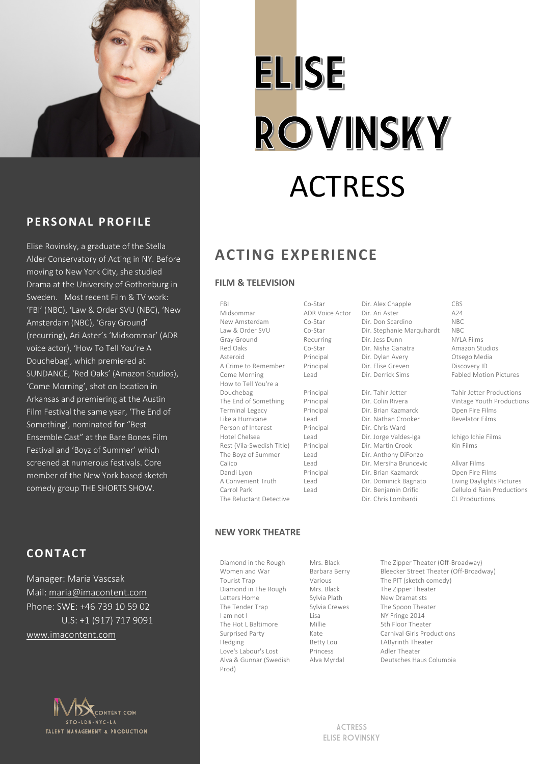# ELISE ROVINSKY

# ACTRESS

## PERSONAL PROFILE

Elise Rovinsky, a graduate of the Stella Alder Conservatory of Acting in NY. Before moving to New York City, she studied Drama at the University of Gothenburg in Sweden.   Most recent Film & TV work: 'FBI' (NBC), 'Law & Order SVU (NBC), 'New Amsterdam (NBC), 'Gray Ground' (recurring), Ari Aster's 'Midsommar' (ADR voice actor), 'How To Tell You're A Douchebag', which premiered at SUNDANCE, 'Red Oaks' (Amazon Studios), 'Come Morning', shot on location in Arkansas and premiering at the Austin Film Festival the same year, 'The End of Something', nominated for "Best Ensemble Cast" at the Bare Bones Film Festival and 'Boyz of Summer' which screened at numerous festivals. Core member of the New York based sketch comedy group THE SHORTS SHOW.

## CONTACT

Manager: Maria Vascsak
Mail: maria@imacontent.com
Phone: SWE: +46 739 10 59 02
U.S: +1 (917) 717 9091
www.imacontent.com

IMACONTENT.COM
STO-LDN-NYC-LA
TALENT MANAGEMENT & PRODUCTION

## ACTING EXPERIENCE

### FILM & TELEVISION

| | | | |
|---|---|---|---|
| FBI | Co-Star | Dir. Alex Chapple | CBS |
| Midsommar | ADR Voice Actor | Dir. Ari Aster | A24 |
| New Amsterdam | Co-Star | Dir. Don Scardino | NBC |
| Law & Order SVU | Co-Star | Dir. Stephanie Marquhardt | NBC |
| Gray Ground | Recurring | Dir. Jess Dunn | NYLA Films |
| Red Oaks | Co-Star | Dir. Nisha Ganatra | Amazon Studios |
| Asteroid | Principal | Dir. Dylan Avery | Otsego Media |
| A Crime to Remember | Principal | Dir. Elise Greven | Discovery ID |
| Come Morning | Lead | Dir. Derrick Sims | Fabled Motion Pictures |
| How to Tell You're a Douchebag | Principal | Dir. Tahir Jetter | Tahir Jetter Productions |
| The End of Something | Principal | Dir. Colin Rivera | Vintage Youth Productions |
| Terminal Legacy | Principal | Dir. Brian Kazmarck | Open Fire Films |
| Like a Hurricane | Lead | Dir. Nathan Crooker | Revelator Films |
| Person of Interest | Principal | Dir. Chris Ward | |
| Hotel Chelsea | Lead | Dir. Jorge Valdes-Iga | Ichigo Ichie Films |
| Rest (Vila-Swedish Title) | Principal | Dir. Martin Crook | Kin Films |
| The Boyz of Summer | Lead | Dir. Anthony DiFonzo | |
| Calico | Lead | Dir. Mersiha Bruncevic | Allvar Films |
| Dandi Lyon | Principal | Dir. Brian Kazmarck | Open Fire Films |
| A Convenient Truth | Lead | Dir. Dominick Bagnato | Living Daylights Pictures |
| Carrol Park | Lead | Dir. Benjamin Orifici | Celluloid Rain Productions |
| The Reluctant Detective | | Dir. Chris Lombardi | CL Productions |

### NEW YORK THEATRE

| | | |
|---|---|---|
| Diamond in the Rough | Mrs. Black | The Zipper Theater (Off-Broadway) |
| Women and War | Barbara Berry | Bleecker Street Theater (Off-Broadway) |
| Tourist Trap | Various | The PIT (sketch comedy) |
| Diamond in The Rough | Mrs. Black | The Zipper Theater |
| Letters Home | Sylvia Plath | New Dramatists |
| The Tender Trap | Sylvia Crewes | The Spoon Theater |
| I am not I | Lisa | NY Fringe 2014 |
| The Hot L Baltimore | Millie | 5th Floor Theater |
| Surprised Party | Kate | Carnival Girls Productions |
| Hedging | Betty Lou | LAByrinth Theater |
| Love's Labour's Lost | Princess | Adler Theater |
| Alva & Gunnar (Swedish Prod) | Alva Myrdal | Deutsches Haus Columbia |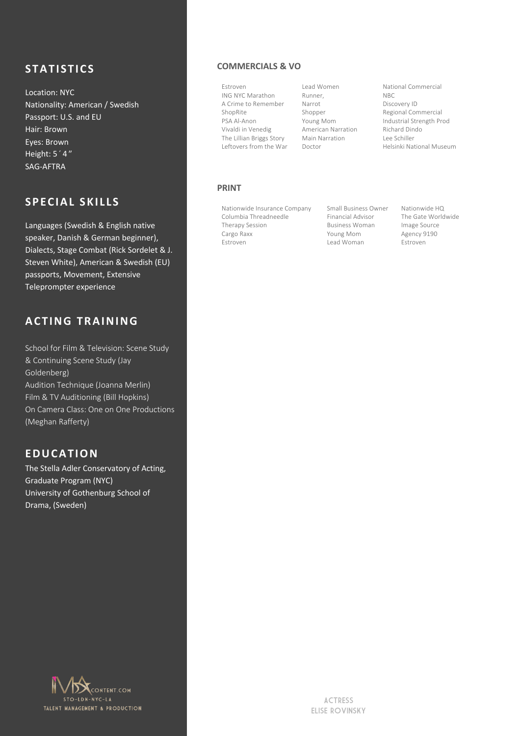## STATISTICS

Location: NYC
Nationality: American / Swedish
Passport: U.S. and EU
Hair: Brown
Eyes: Brown
Height: 5´4"
SAG-AFTRA

## SPECIAL SKILLS

Languages (Swedish & English native speaker, Danish & German beginner), Dialects, Stage Combat (Rick Sordelet & J. Steven White), American & Swedish (EU) passports, Movement, Extensive Teleprompter experience

## ACTING TRAINING

School for Film & Television: Scene Study & Continuing Scene Study (Jay Goldenberg)
Audition Technique (Joanna Merlin)
Film & TV Auditioning (Bill Hopkins)
On Camera Class: One on One Productions (Meghan Rafferty)

## EDUCATION

The Stella Adler Conservatory of Acting, Graduate Program (NYC)
University of Gothenburg School of Drama, (Sweden)

### COMMERCIALS & VO

| | | |
|---|---|---|
| Estroven | Lead Women | National Commercial |
| ING NYC Marathon | Runner, | NBC |
| A Crime to Remember | Narrot | Discovery ID |
| ShopRite | Shopper | Regional Commercial |
| PSA Al-Anon | Young Mom | Industrial Strength Prod |
| Vivaldi in Venedig | American Narration | Richard Dindo |
| The Lillian Briggs Story | Main Narration | Lee Schiller |
| Leftovers from the War | Doctor | Helsinki National Museum |

### PRINT

| | | |
|---|---|---|
| Nationwide Insurance Company | Small Business Owner | Nationwide HQ |
| Columbia Threadneedle | Financial Advisor | The Gate Worldwide |
| Therapy Session | Business Woman | Image Source |
| Cargo Raxx | Young Mom | Agency 9190 |
| Estroven | Lead Woman | Estroven |

CONTENT.COM
STO-LDN-NYC-LA
TALENT MANAGEMENT & PRODUCTION

ACTRESS
ELISE ROVINSKY